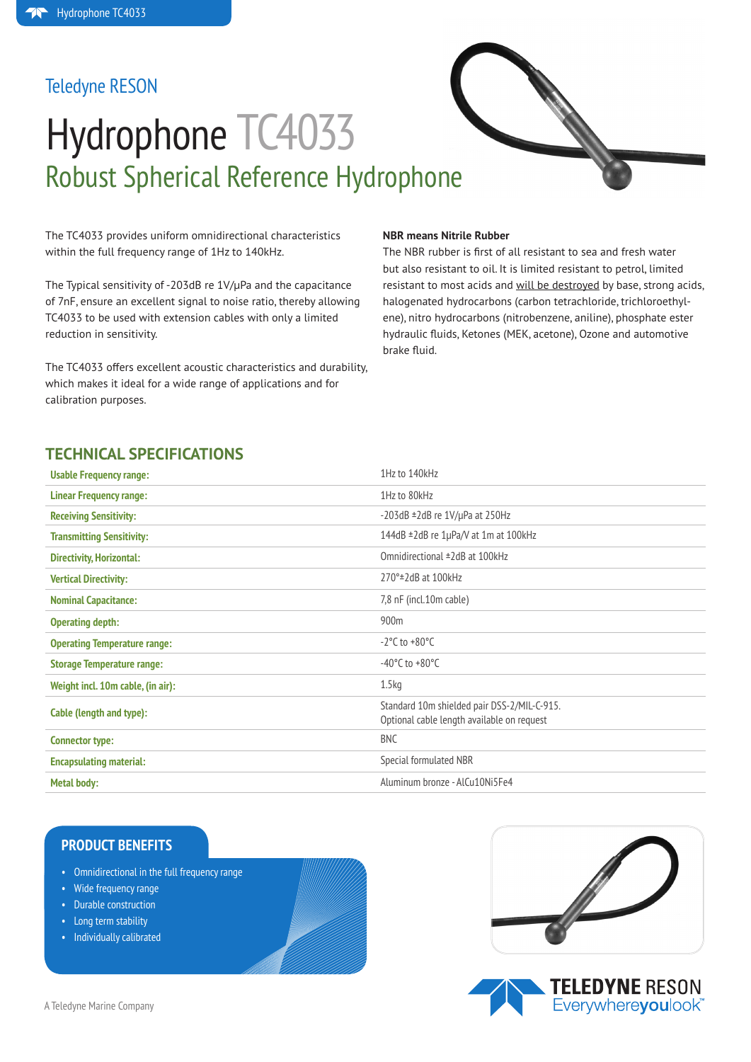Teledyne RESON

# Hydrophone TC4033

## Robust Spherical Reference Hydrophone

The TC4033 provides uniform omnidirectional characteristics within the full frequency range of 1Hz to 140kHz.

The Typical sensitivity of -203dB re 1V/μPa and the capacitance of 7nF, ensure an excellent signal to noise ratio, thereby allowing TC4033 to be used with extension cables with only a limited reduction in sensitivity.

The TC4033 offers excellent acoustic characteristics and durability, which makes it ideal for a wide range of applications and for calibration purposes.

**NBR means Nitrile Rubber**

The NBR rubber is first of all resistant to sea and fresh water but also resistant to oil. It is limited resistant to petrol, limited resistant to most acids and will be destroyed by base, strong acids, halogenated hydrocarbons (carbon tetrachloride, trichloroethylene), nitro hydrocarbons (nitrobenzene, aniline), phosphate ester hydraulic fluids, Ketones (MEK, acetone), Ozone and automotive brake fluid.

## TECHNICAL SPECIFICATIONS

| | |
|---|---|
| **Usable Frequency range:** | 1Hz to 140kHz |
| **Linear Frequency range:** | 1Hz to 80kHz |
| **Receiving Sensitivity:** | -203dB ±2dB re 1V/μPa at 250Hz |
| **Transmitting Sensitivity:** | 144dB ±2dB re 1μPa/V at 1m at 100kHz |
| **Directivity, Horizontal:** | Omnidirectional ±2dB at 100kHz |
| **Vertical Directivity:** | 270°±2dB at 100kHz |
| **Nominal Capacitance:** | 7,8 nF (incl.10m cable) |
| **Operating depth:** | 900m |
| **Operating Temperature range:** | -2°C to +80°C |
| **Storage Temperature range:** | -40°C to +80°C |
| **Weight incl. 10m cable, (in air):** | 1.5kg |
| **Cable (length and type):** | Standard 10m shielded pair DSS-2/MIL-C-915. Optional cable length available on request |
| **Connector type:** | BNC |
| **Encapsulating material:** | Special formulated NBR |
| **Metal body:** | Aluminum bronze - AlCu10Ni5Fe4 |

## PRODUCT BENEFITS

- Omnidirectional in the full frequency range
- Wide frequency range
- Durable construction
- Long term stability
- Individually calibrated

A Teledyne Marine Company

TELEDYNE RESON Everywhereyoulook™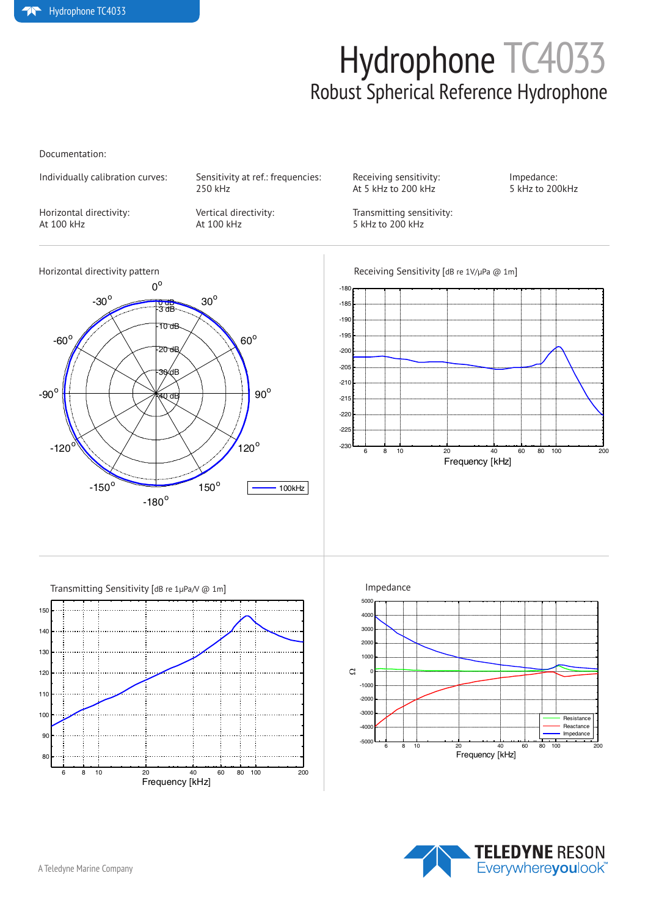# Hydrophone TC4033

## Robust Spherical Reference Hydrophone

Documentation:

Individually calibration curves:

Sensitivity at ref.: frequencies:
250 kHz

Receiving sensitivity:
At 5 kHz to 200 kHz

Impedance:
5 kHz to 200kHz

Horizontal directivity:
At 100 kHz

Vertical directivity:
At 100 kHz

Transmitting sensitivity:
5 kHz to 200 kHz

Horizontal directivity pattern

0°
30°
60°
90°
120°
150°
-180°
-150°
-120°
-90°
-60°
-30°
0 dB
-3 dB
-10 dB
-20 dB
-30 dB
-40 dB
100kHz

Receiving Sensitivity [dB re 1V/μPa @ 1m]

-180
-185
-190
-195
-200
-205
-210
-215
-220
-225
-230
6 8 10 20 40 60 80 100 200
Frequency [kHz]

Transmitting Sensitivity [dB re 1μPa/V @ 1m]

150
140
130
120
110
100
90
80
6 8 10 20 40 60 80 100 200
Frequency [kHz]

Impedance

5000
4000
3000
2000
1000
0
-1000
-2000
-3000
-4000
-5000
Ω
6 8 10 20 40 60 80 100 200
Frequency [kHz]
Resistance
Reactance
Impedance

A Teledyne Marine Company

TELEDYNE RESON
Everywhereyoulook™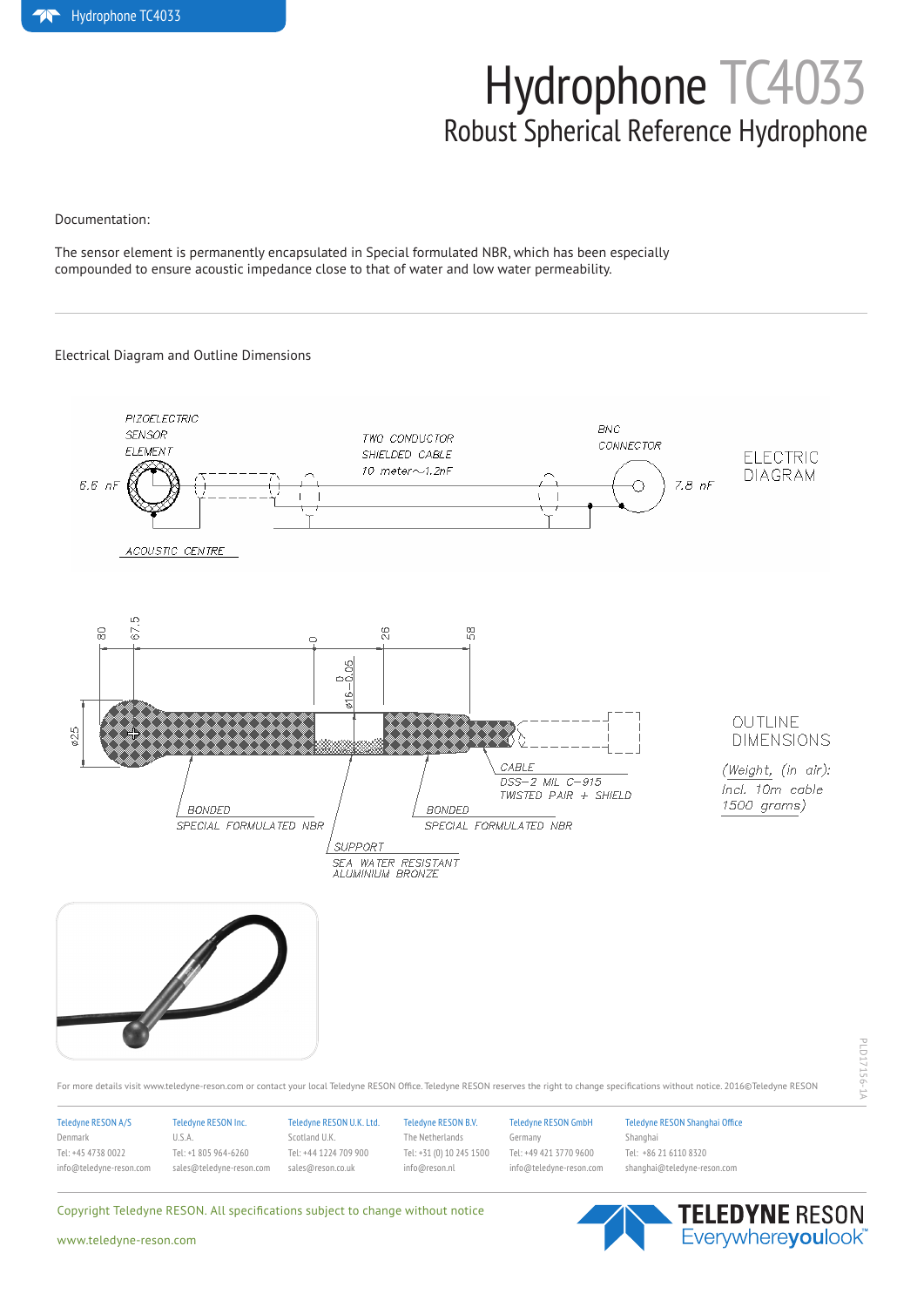# Hydrophone TC4033

## Robust Spherical Reference Hydrophone

Documentation:

The sensor element is permanently encapsulated in Special formulated NBR, which has been especially compounded to ensure acoustic impedance close to that of water and low water permeability.

Electrical Diagram and Outline Dimensions

PIZOELECTRIC SENSOR ELEMENT

6.6 nF

ACOUSTIC CENTRE

TWO CONDUCTOR SHIELDED CABLE 10 meter~1.2nF

BNC CONNECTOR

7.8 nF

ELECTRIC DIAGRAM

80
67.5
0
26
58
ø25
ø16–0.05 0

CABLE DSS–2 MIL C–915 TWISTED PAIR + SHIELD

BONDED SPECIAL FORMULATED NBR

SUPPORT SEA WATER RESISTANT ALUMINIUM BRONZE

BONDED SPECIAL FORMULATED NBR

OUTLINE DIMENSIONS

(Weight, (in air): Incl. 10m cable 1500 grams)

For more details visit www.teledyne-reson.com or contact your local Teledyne RESON Office. Teledyne RESON reserves the right to change specifications without notice. 2016©Teledyne RESON

PLD17156-1A

| Teledyne RESON A/S | Teledyne RESON Inc. | Teledyne RESON U.K. Ltd. | Teledyne RESON B.V. | Teledyne RESON GmbH | Teledyne RESON Shanghai Office |
|---|---|---|---|---|---|
| Denmark | U.S.A. | Scotland U.K. | The Netherlands | Germany | Shanghai |
| Tel: +45 4738 0022 | Tel: +1 805 964-6260 | Tel: +44 1224 709 900 | Tel: +31 (0) 10 245 1500 | Tel: +49 421 3770 9600 | Tel: +86 21 6110 8320 |
| info@teledyne-reson.com | sales@teledyne-reson.com | sales@reson.co.uk | info@reson.nl | info@teledyne-reson.com | shanghai@teledyne-reson.com |

Copyright Teledyne RESON. All specifications subject to change without notice

www.teledyne-reson.com

TELEDYNE RESON Everywhereyoulook™